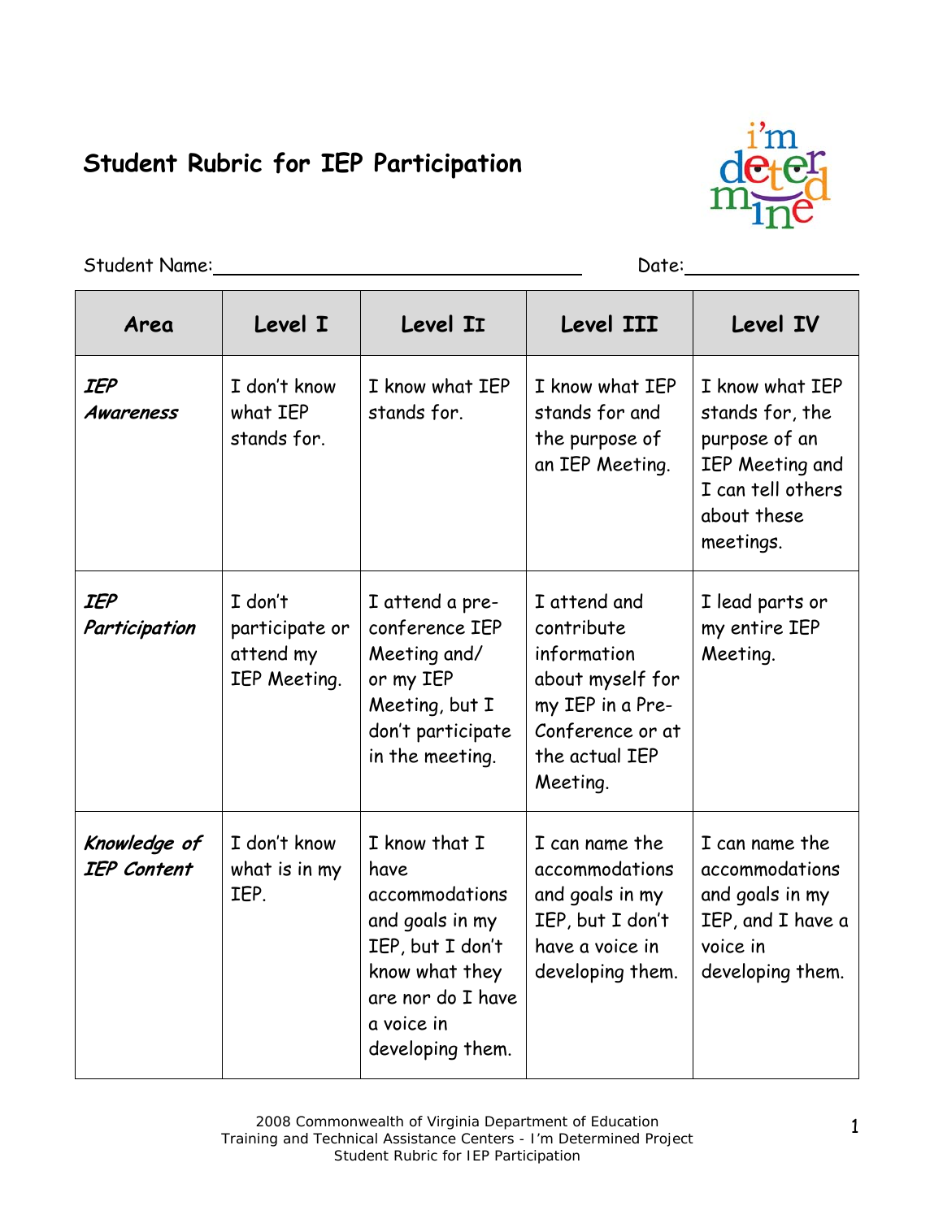# Student Rubric for IEP Participation

Student Name:________________________________ Date:______________

| Area | Level I | Level II | Level III | Level IV |
|---|---|---|---|---|
| ***IEP Awareness*** | I don't know what IEP stands for. | I know what IEP stands for. | I know what IEP stands for and the purpose of an IEP Meeting. | I know what IEP stands for, the purpose of an IEP Meeting and I can tell others about these meetings. |
| ***IEP Participation*** | I don't participate or attend my IEP Meeting. | I attend a pre-conference IEP Meeting and/ or my IEP Meeting, but I don't participate in the meeting. | I attend and contribute information about myself for my IEP in a Pre-Conference or at the actual IEP Meeting. | I lead parts or my entire IEP Meeting. |
| ***Knowledge of IEP Content*** | I don't know what is in my IEP. | I know that I have accommodations and goals in my IEP, but I don't know what they are nor do I have a voice in developing them. | I can name the accommodations and goals in my IEP, but I don't have a voice in developing them. | I can name the accommodations and goals in my IEP, and I have a voice in developing them. |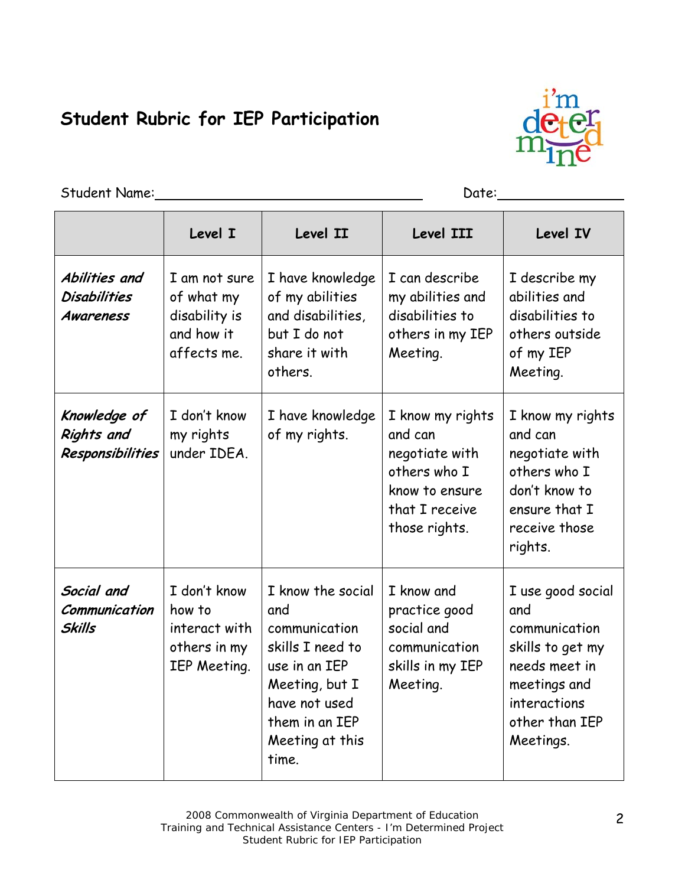# Student Rubric for IEP Participation

Student Name:______________________________ Date:______________

| | Level I | Level II | Level III | Level IV |
|---|---|---|---|---|
| ***Abilities and Disabilities Awareness*** | I am not sure of what my disability is and how it affects me. | I have knowledge of my abilities and disabilities, but I do not share it with others. | I can describe my abilities and disabilities to others in my IEP Meeting. | I describe my abilities and disabilities to others outside of my IEP Meeting. |
| ***Knowledge of Rights and Responsibilities*** | I don't know my rights under IDEA. | I have knowledge of my rights. | I know my rights and can negotiate with others who I know to ensure that I receive those rights. | I know my rights and can negotiate with others who I don't know to ensure that I receive those rights. |
| ***Social and Communication Skills*** | I don't know how to interact with others in my IEP Meeting. | I know the social and communication skills I need to use in an IEP Meeting, but I have not used them in an IEP Meeting at this time. | I know and practice good social and communication skills in my IEP Meeting. | I use good social and communication skills to get my needs meet in meetings and interactions other than IEP Meetings. |

2008 Commonwealth of Virginia Department of Education
Training and Technical Assistance Centers - I'm Determined Project
Student Rubric for IEP Participation